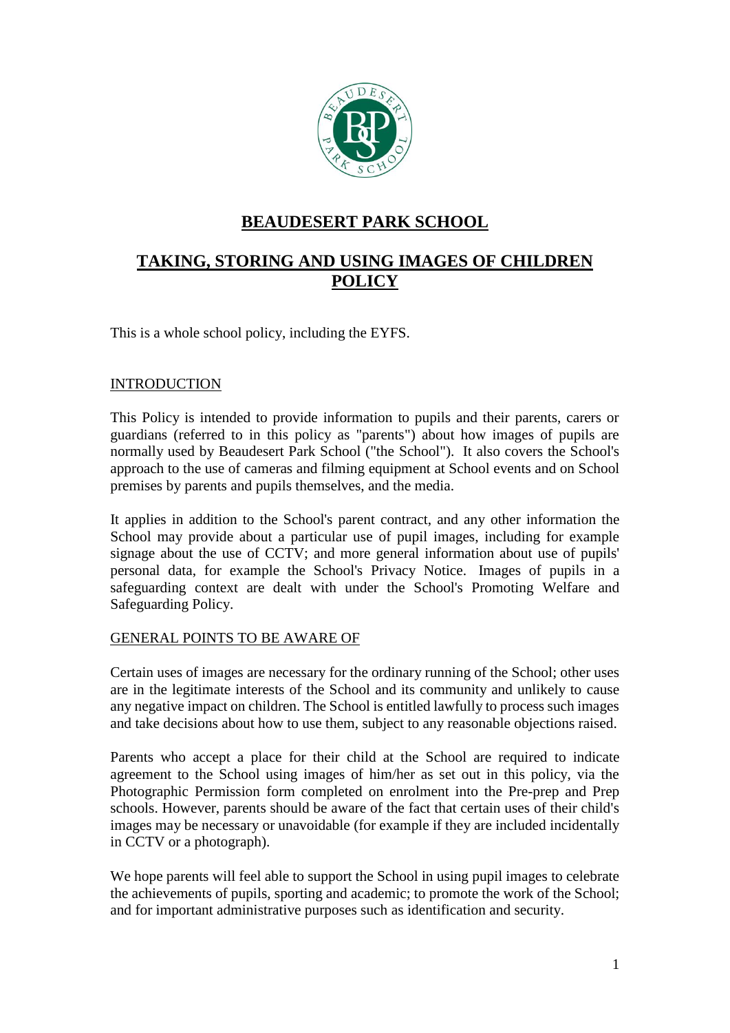# BEAUDESERT PARK SCHOOL

# TAKING, STORING AND USING IMAGES OF CHILDREN POLICY

This is a whole school policy, including the EYFS.

## INTRODUCTION

This Policy is intended to provide information to pupils and their parents, carers or guardians (referred to in this policy as "parents") about how images of pupils are normally used by Beaudesert Park School ("the School"). It also covers the School's approach to the use of cameras and filming equipment at School events and on School premises by parents and pupils themselves, and the media.

It applies in addition to the School's parent contract, and any other information the School may provide about a particular use of pupil images, including for example signage about the use of CCTV; and more general information about use of pupils' personal data, for example the School's Privacy Notice. Images of pupils in a safeguarding context are dealt with under the School's Promoting Welfare and Safeguarding Policy.

## GENERAL POINTS TO BE AWARE OF

Certain uses of images are necessary for the ordinary running of the School; other uses are in the legitimate interests of the School and its community and unlikely to cause any negative impact on children. The School is entitled lawfully to process such images and take decisions about how to use them, subject to any reasonable objections raised.

Parents who accept a place for their child at the School are required to indicate agreement to the School using images of him/her as set out in this policy, via the Photographic Permission form completed on enrolment into the Pre-prep and Prep schools. However, parents should be aware of the fact that certain uses of their child's images may be necessary or unavoidable (for example if they are included incidentally in CCTV or a photograph).

We hope parents will feel able to support the School in using pupil images to celebrate the achievements of pupils, sporting and academic; to promote the work of the School; and for important administrative purposes such as identification and security.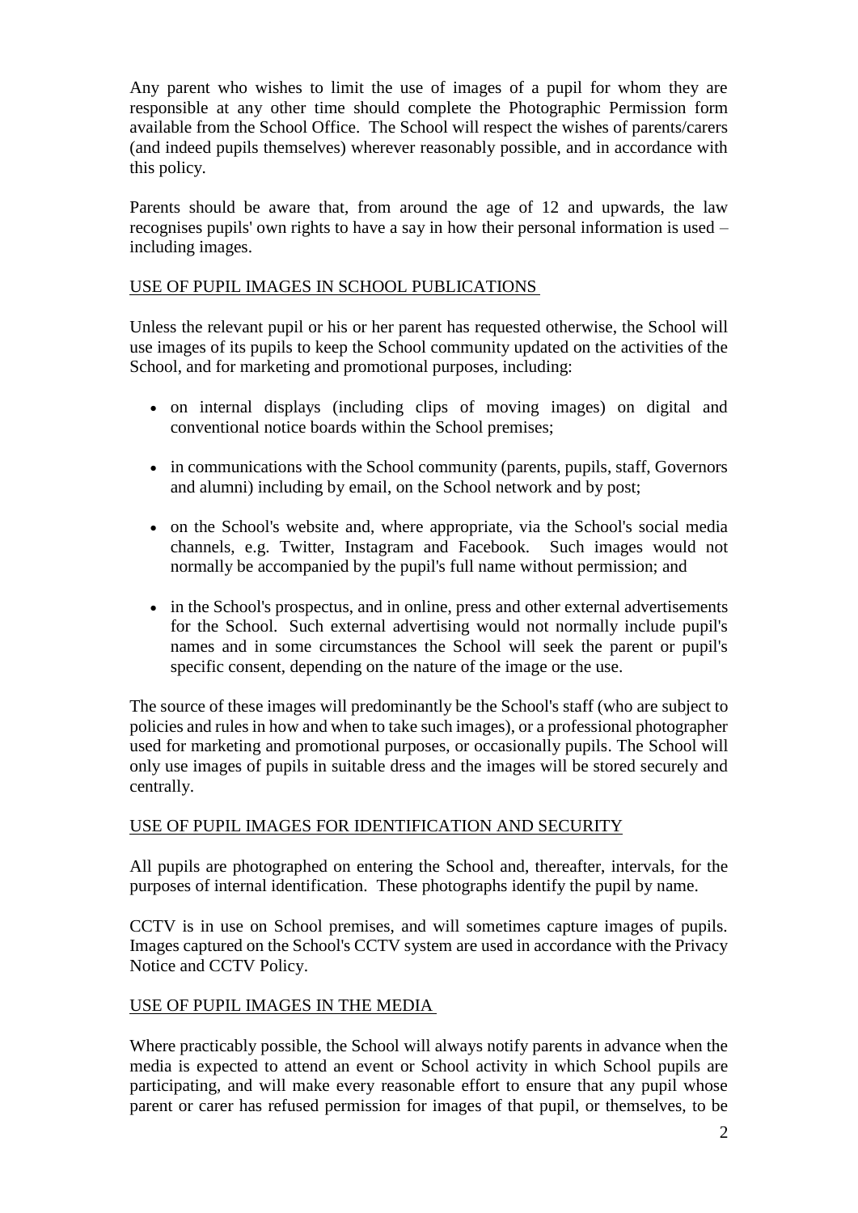Any parent who wishes to limit the use of images of a pupil for whom they are responsible at any other time should complete the Photographic Permission form available from the School Office. The School will respect the wishes of parents/carers (and indeed pupils themselves) wherever reasonably possible, and in accordance with this policy.

Parents should be aware that, from around the age of 12 and upwards, the law recognises pupils' own rights to have a say in how their personal information is used – including images.

## USE OF PUPIL IMAGES IN SCHOOL PUBLICATIONS

Unless the relevant pupil or his or her parent has requested otherwise, the School will use images of its pupils to keep the School community updated on the activities of the School, and for marketing and promotional purposes, including:

- on internal displays (including clips of moving images) on digital and conventional notice boards within the School premises;
- in communications with the School community (parents, pupils, staff, Governors and alumni) including by email, on the School network and by post;
- on the School's website and, where appropriate, via the School's social media channels, e.g. Twitter, Instagram and Facebook. Such images would not normally be accompanied by the pupil's full name without permission; and
- in the School's prospectus, and in online, press and other external advertisements for the School. Such external advertising would not normally include pupil's names and in some circumstances the School will seek the parent or pupil's specific consent, depending on the nature of the image or the use.

The source of these images will predominantly be the School's staff (who are subject to policies and rules in how and when to take such images), or a professional photographer used for marketing and promotional purposes, or occasionally pupils. The School will only use images of pupils in suitable dress and the images will be stored securely and centrally.

## USE OF PUPIL IMAGES FOR IDENTIFICATION AND SECURITY

All pupils are photographed on entering the School and, thereafter, intervals, for the purposes of internal identification. These photographs identify the pupil by name.

CCTV is in use on School premises, and will sometimes capture images of pupils. Images captured on the School's CCTV system are used in accordance with the Privacy Notice and CCTV Policy.

## USE OF PUPIL IMAGES IN THE MEDIA

Where practicably possible, the School will always notify parents in advance when the media is expected to attend an event or School activity in which School pupils are participating, and will make every reasonable effort to ensure that any pupil whose parent or carer has refused permission for images of that pupil, or themselves, to be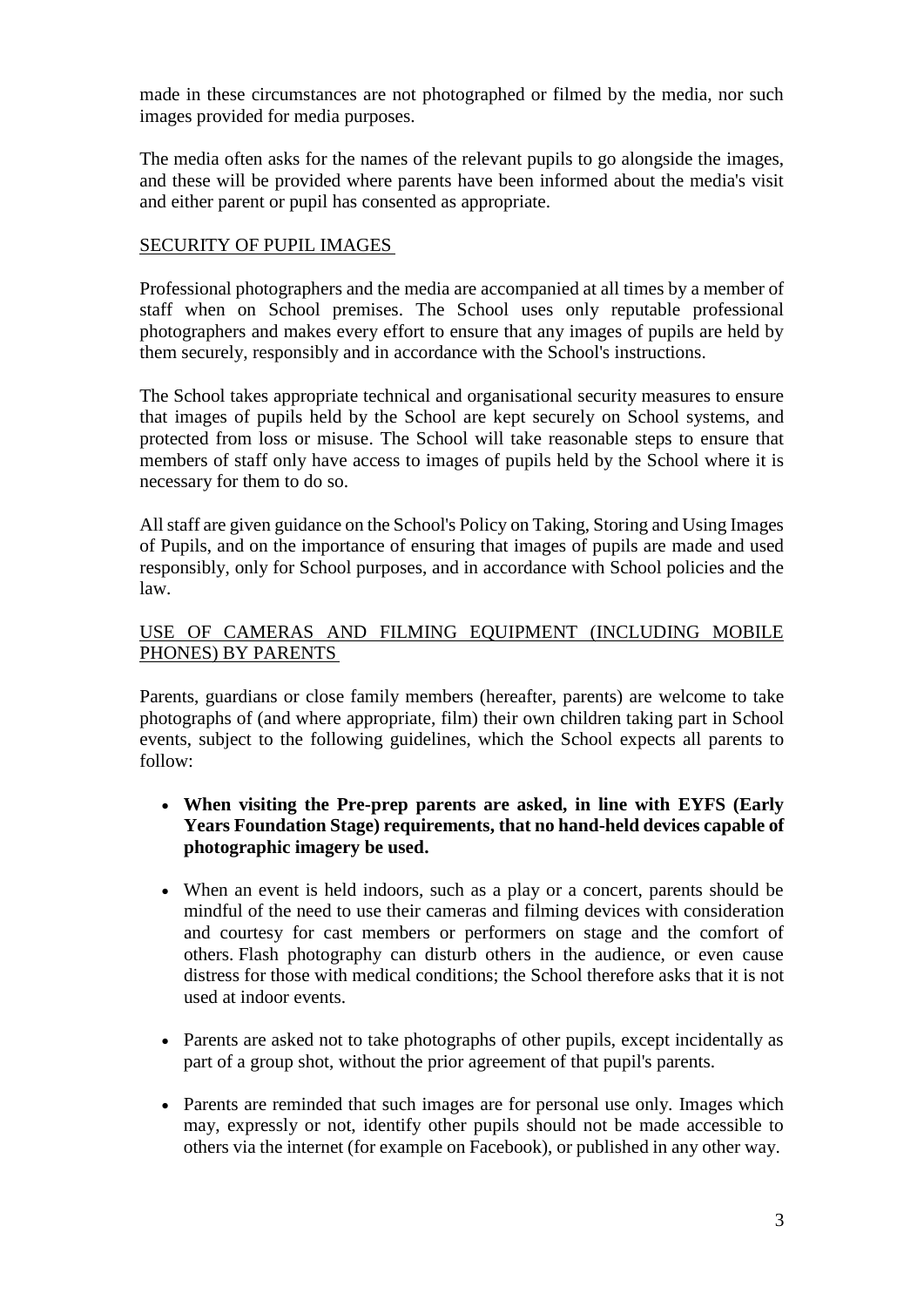made in these circumstances are not photographed or filmed by the media, nor such images provided for media purposes.

The media often asks for the names of the relevant pupils to go alongside the images, and these will be provided where parents have been informed about the media's visit and either parent or pupil has consented as appropriate.

## SECURITY OF PUPIL IMAGES

Professional photographers and the media are accompanied at all times by a member of staff when on School premises. The School uses only reputable professional photographers and makes every effort to ensure that any images of pupils are held by them securely, responsibly and in accordance with the School's instructions.

The School takes appropriate technical and organisational security measures to ensure that images of pupils held by the School are kept securely on School systems, and protected from loss or misuse. The School will take reasonable steps to ensure that members of staff only have access to images of pupils held by the School where it is necessary for them to do so.

All staff are given guidance on the School's Policy on Taking, Storing and Using Images of Pupils, and on the importance of ensuring that images of pupils are made and used responsibly, only for School purposes, and in accordance with School policies and the law.

## USE OF CAMERAS AND FILMING EQUIPMENT (INCLUDING MOBILE PHONES) BY PARENTS

Parents, guardians or close family members (hereafter, parents) are welcome to take photographs of (and where appropriate, film) their own children taking part in School events, subject to the following guidelines, which the School expects all parents to follow:

- **When visiting the Pre-prep parents are asked, in line with EYFS (Early Years Foundation Stage) requirements, that no hand-held devices capable of photographic imagery be used.**
- When an event is held indoors, such as a play or a concert, parents should be mindful of the need to use their cameras and filming devices with consideration and courtesy for cast members or performers on stage and the comfort of others. Flash photography can disturb others in the audience, or even cause distress for those with medical conditions; the School therefore asks that it is not used at indoor events.
- Parents are asked not to take photographs of other pupils, except incidentally as part of a group shot, without the prior agreement of that pupil's parents.
- Parents are reminded that such images are for personal use only. Images which may, expressly or not, identify other pupils should not be made accessible to others via the internet (for example on Facebook), or published in any other way.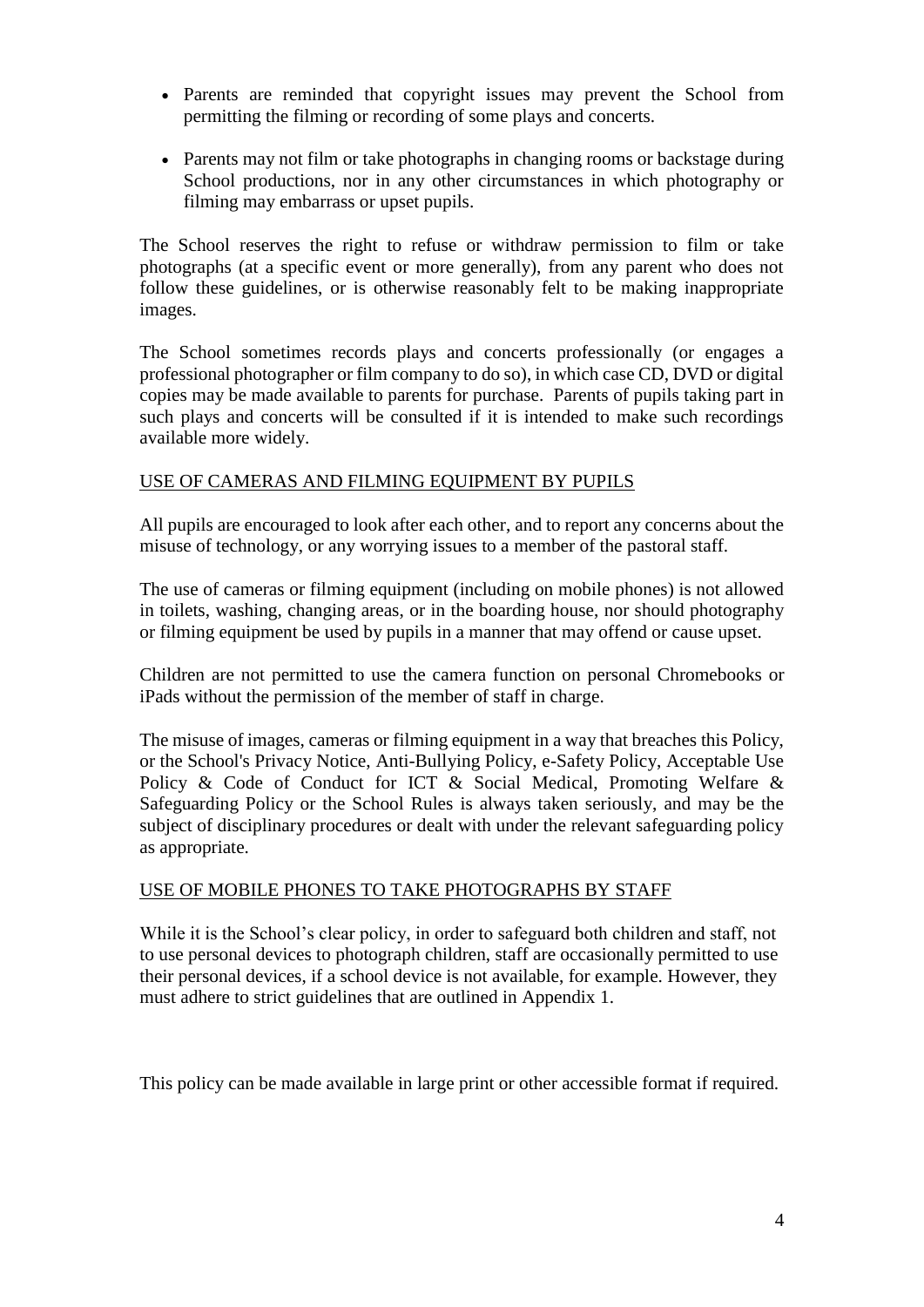- Parents are reminded that copyright issues may prevent the School from permitting the filming or recording of some plays and concerts.
- Parents may not film or take photographs in changing rooms or backstage during School productions, nor in any other circumstances in which photography or filming may embarrass or upset pupils.

The School reserves the right to refuse or withdraw permission to film or take photographs (at a specific event or more generally), from any parent who does not follow these guidelines, or is otherwise reasonably felt to be making inappropriate images.

The School sometimes records plays and concerts professionally (or engages a professional photographer or film company to do so), in which case CD, DVD or digital copies may be made available to parents for purchase. Parents of pupils taking part in such plays and concerts will be consulted if it is intended to make such recordings available more widely.

## USE OF CAMERAS AND FILMING EQUIPMENT BY PUPILS

All pupils are encouraged to look after each other, and to report any concerns about the misuse of technology, or any worrying issues to a member of the pastoral staff.

The use of cameras or filming equipment (including on mobile phones) is not allowed in toilets, washing, changing areas, or in the boarding house, nor should photography or filming equipment be used by pupils in a manner that may offend or cause upset.

Children are not permitted to use the camera function on personal Chromebooks or iPads without the permission of the member of staff in charge.

The misuse of images, cameras or filming equipment in a way that breaches this Policy, or the School's Privacy Notice, Anti-Bullying Policy, e-Safety Policy, Acceptable Use Policy & Code of Conduct for ICT & Social Medical, Promoting Welfare & Safeguarding Policy or the School Rules is always taken seriously, and may be the subject of disciplinary procedures or dealt with under the relevant safeguarding policy as appropriate.

## USE OF MOBILE PHONES TO TAKE PHOTOGRAPHS BY STAFF

While it is the School's clear policy, in order to safeguard both children and staff, not to use personal devices to photograph children, staff are occasionally permitted to use their personal devices, if a school device is not available, for example. However, they must adhere to strict guidelines that are outlined in Appendix 1.

This policy can be made available in large print or other accessible format if required.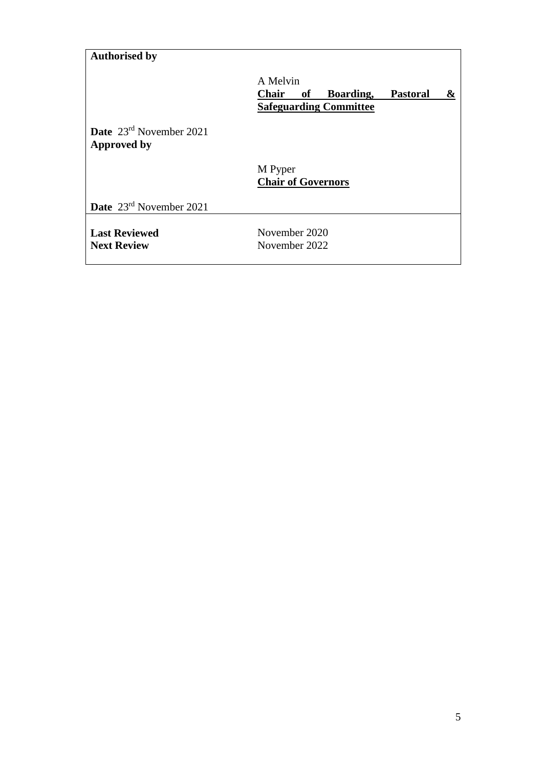| **Authorised by** | |
| --- | --- |
| | A Melvin<br>**Chair of Boarding, Pastoral & Safeguarding Committee** |
| **Date** 23rd November 2021 | |
| **Approved by** | |
| | M Pyper<br>**Chair of Governors** |
| **Date** 23rd November 2021 | |
| **Last Reviewed** | November 2020 |
| **Next Review** | November 2022 |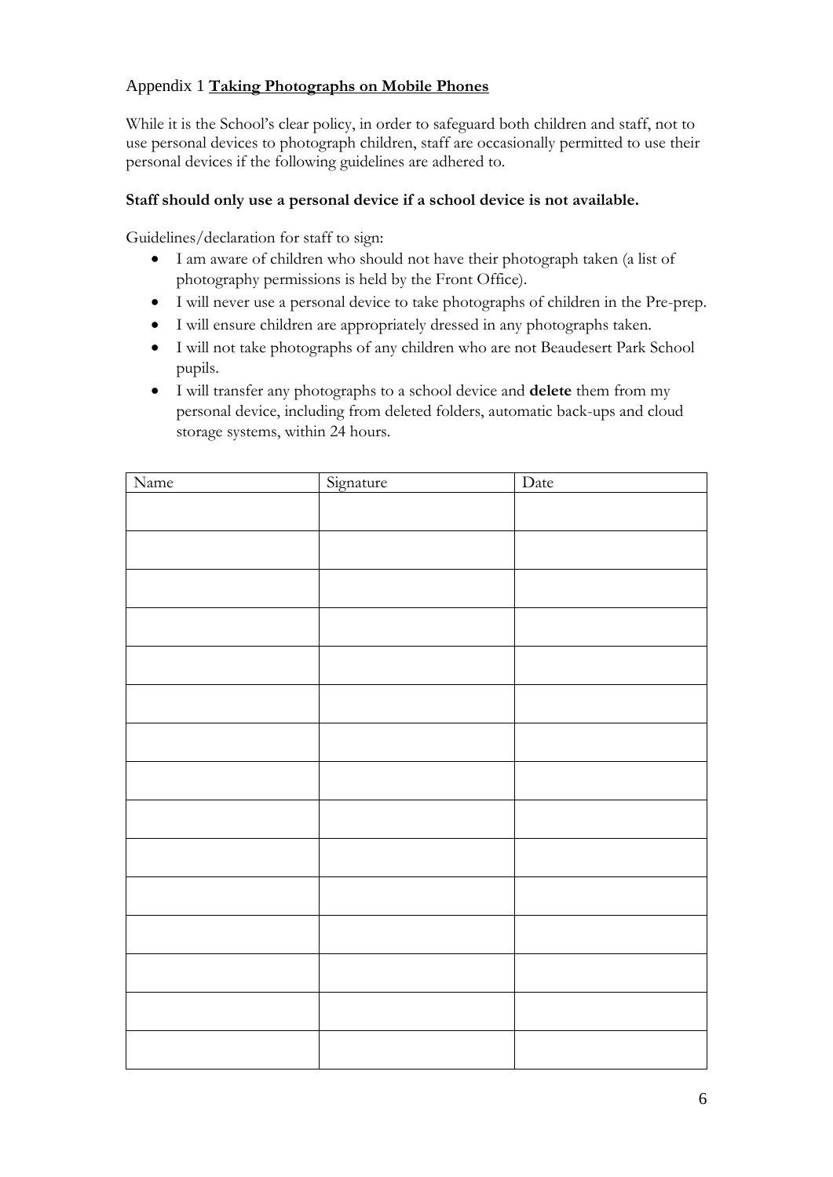## Appendix 1 **Taking Photographs on Mobile Phones**

While it is the School's clear policy, in order to safeguard both children and staff, not to use personal devices to photograph children, staff are occasionally permitted to use their personal devices if the following guidelines are adhered to.

**Staff should only use a personal device if a school device is not available.**

Guidelines/declaration for staff to sign:

- I am aware of children who should not have their photograph taken (a list of photography permissions is held by the Front Office).
- I will never use a personal device to take photographs of children in the Pre-prep.
- I will ensure children are appropriately dressed in any photographs taken.
- I will not take photographs of any children who are not Beaudesert Park School pupils.
- I will transfer any photographs to a school device and **delete** them from my personal device, including from deleted folders, automatic back-ups and cloud storage systems, within 24 hours.

| Name | Signature | Date |
|---|---|---|
| | | |
| | | |
| | | |
| | | |
| | | |
| | | |
| | | |
| | | |
| | | |
| | | |
| | | |
| | | |
| | | |
| | | |
| | | |